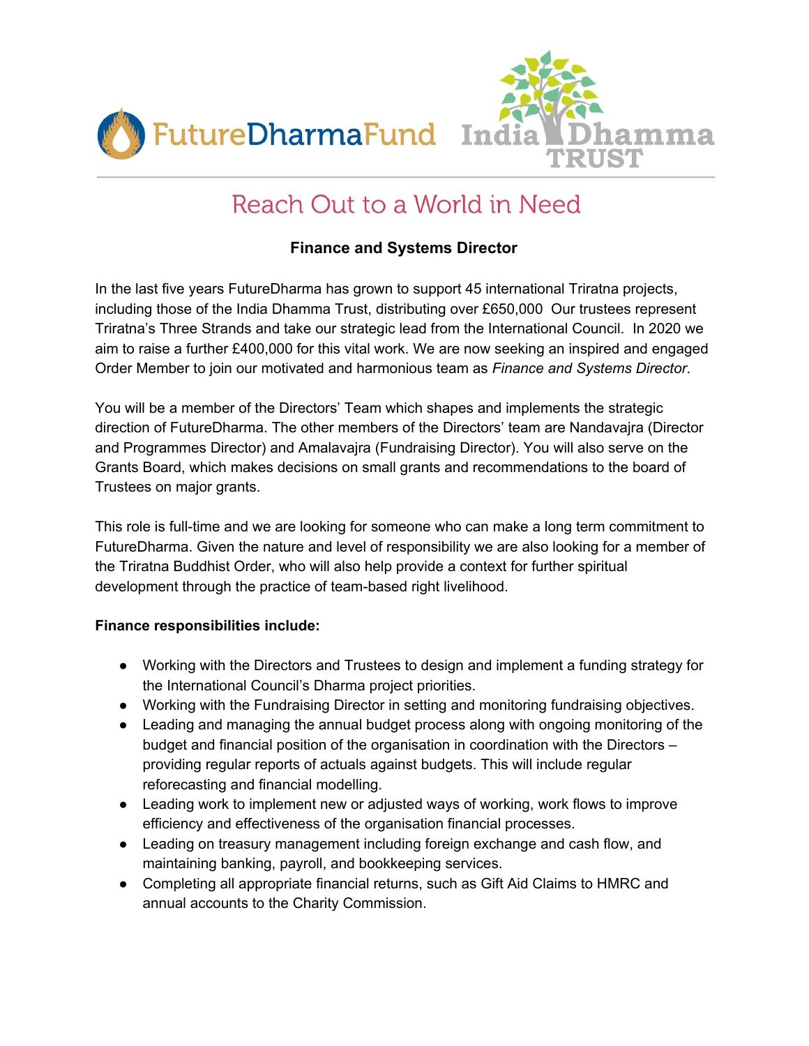FutureDharmaFund India Dhamma TRUST

# Reach Out to a World in Need

## Finance and Systems Director

In the last five years FutureDharma has grown to support 45 international Triratna projects, including those of the India Dhamma Trust, distributing over £650,000  Our trustees represent Triratna's Three Strands and take our strategic lead from the International Council.  In 2020 we aim to raise a further £400,000 for this vital work. We are now seeking an inspired and engaged Order Member to join our motivated and harmonious team as *Finance and Systems Director*.

You will be a member of the Directors' Team which shapes and implements the strategic direction of FutureDharma. The other members of the Directors' team are Nandavajra (Director and Programmes Director) and Amalavajra (Fundraising Director). You will also serve on the Grants Board, which makes decisions on small grants and recommendations to the board of Trustees on major grants.

This role is full-time and we are looking for someone who can make a long term commitment to FutureDharma. Given the nature and level of responsibility we are also looking for a member of the Triratna Buddhist Order, who will also help provide a context for further spiritual development through the practice of team-based right livelihood.

**Finance responsibilities include:**

- Working with the Directors and Trustees to design and implement a funding strategy for the International Council's Dharma project priorities.
- Working with the Fundraising Director in setting and monitoring fundraising objectives.
- Leading and managing the annual budget process along with ongoing monitoring of the budget and financial position of the organisation in coordination with the Directors – providing regular reports of actuals against budgets. This will include regular reforecasting and financial modelling.
- Leading work to implement new or adjusted ways of working, work flows to improve efficiency and effectiveness of the organisation financial processes.
- Leading on treasury management including foreign exchange and cash flow, and maintaining banking, payroll, and bookkeeping services.
- Completing all appropriate financial returns, such as Gift Aid Claims to HMRC and annual accounts to the Charity Commission.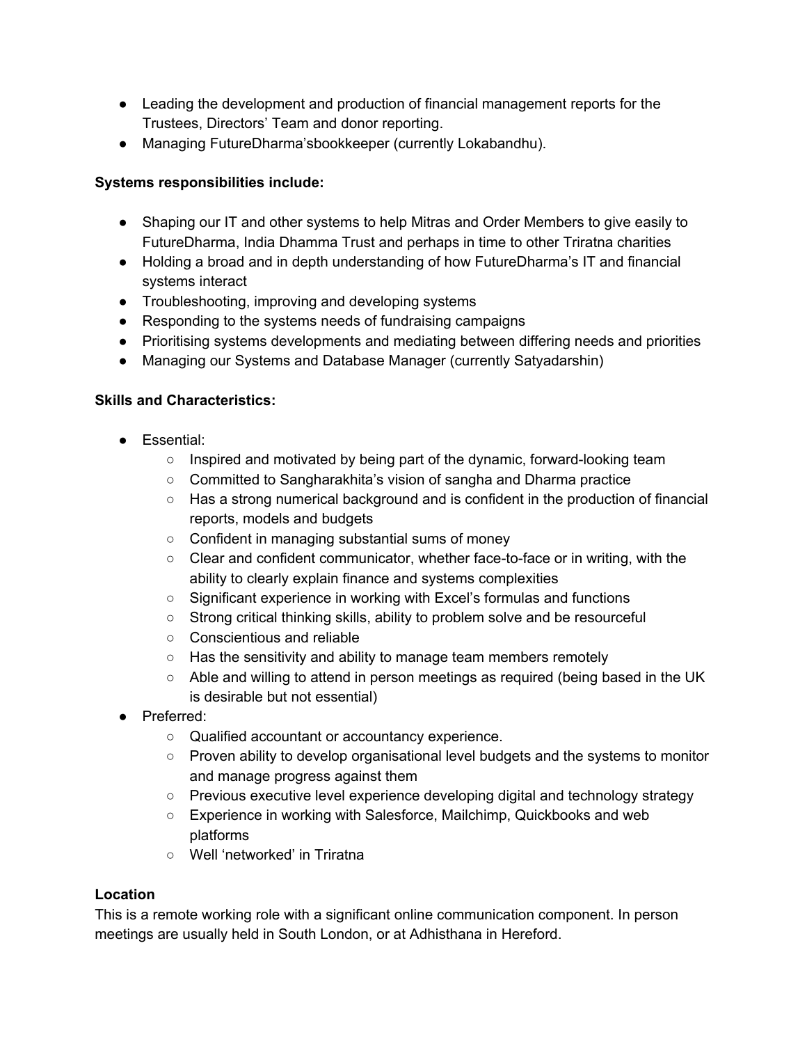- Leading the development and production of financial management reports for the Trustees, Directors' Team and donor reporting.
- Managing FutureDharma'sbookkeeper (currently Lokabandhu).

**Systems responsibilities include:**

- Shaping our IT and other systems to help Mitras and Order Members to give easily to FutureDharma, India Dhamma Trust and perhaps in time to other Triratna charities
- Holding a broad and in depth understanding of how FutureDharma's IT and financial systems interact
- Troubleshooting, improving and developing systems
- Responding to the systems needs of fundraising campaigns
- Prioritising systems developments and mediating between differing needs and priorities
- Managing our Systems and Database Manager (currently Satyadarshin)

**Skills and Characteristics:**

- Essential:
  - Inspired and motivated by being part of the dynamic, forward-looking team
  - Committed to Sangharakhita's vision of sangha and Dharma practice
  - Has a strong numerical background and is confident in the production of financial reports, models and budgets
  - Confident in managing substantial sums of money
  - Clear and confident communicator, whether face-to-face or in writing, with the ability to clearly explain finance and systems complexities
  - Significant experience in working with Excel's formulas and functions
  - Strong critical thinking skills, ability to problem solve and be resourceful
  - Conscientious and reliable
  - Has the sensitivity and ability to manage team members remotely
  - Able and willing to attend in person meetings as required (being based in the UK is desirable but not essential)
- Preferred:
  - Qualified accountant or accountancy experience.
  - Proven ability to develop organisational level budgets and the systems to monitor and manage progress against them
  - Previous executive level experience developing digital and technology strategy
  - Experience in working with Salesforce, Mailchimp, Quickbooks and web platforms
  - Well 'networked' in Triratna

**Location**

This is a remote working role with a significant online communication component. In person meetings are usually held in South London, or at Adhisthana in Hereford.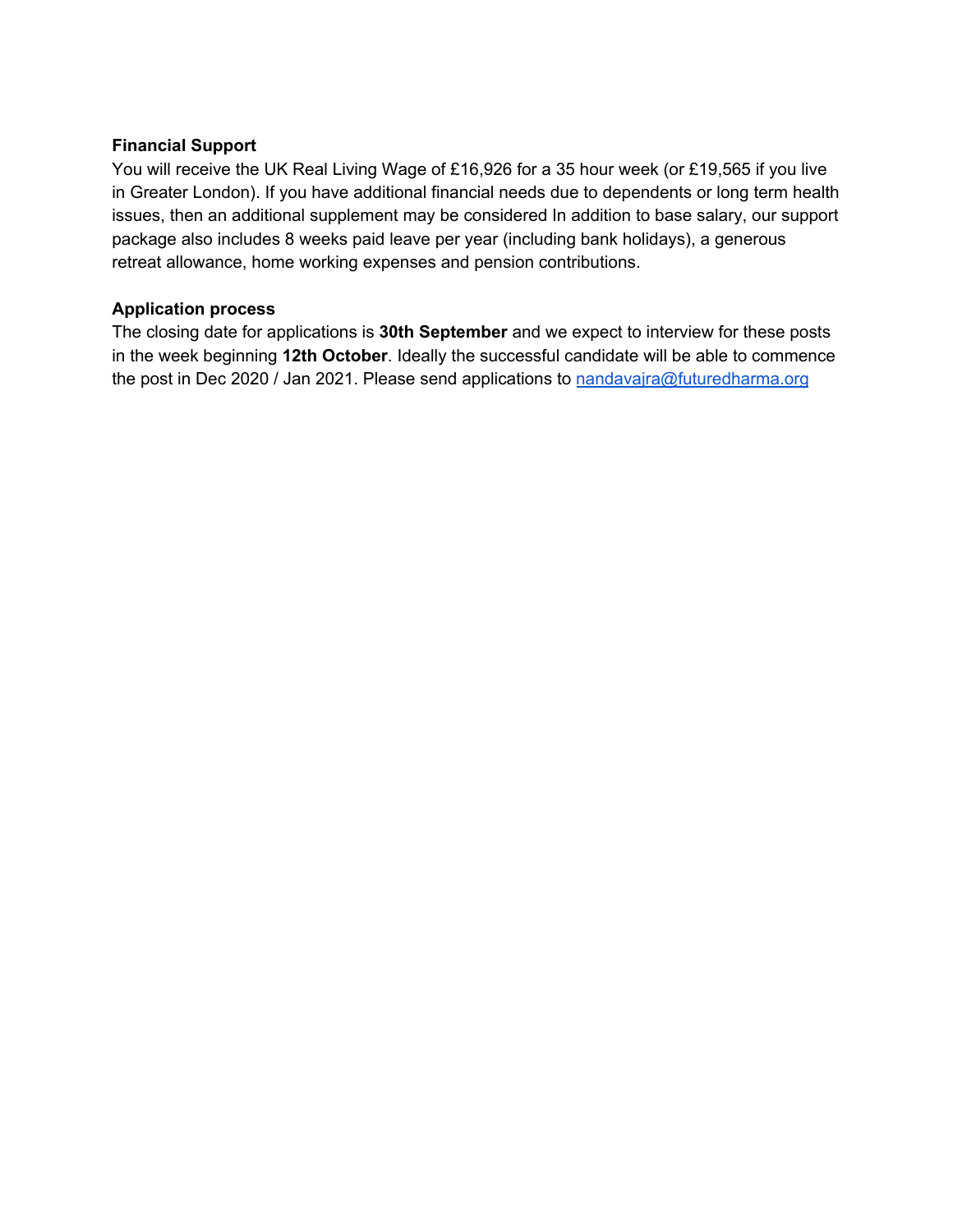**Financial Support**

You will receive the UK Real Living Wage of £16,926 for a 35 hour week (or £19,565 if you live in Greater London). If you have additional financial needs due to dependents or long term health issues, then an additional supplement may be considered In addition to base salary, our support package also includes 8 weeks paid leave per year (including bank holidays), a generous retreat allowance, home working expenses and pension contributions.

**Application process**

The closing date for applications is **30th September** and we expect to interview for these posts in the week beginning **12th October**. Ideally the successful candidate will be able to commence the post in Dec 2020 / Jan 2021. Please send applications to [nandavajra@futuredharma.org](mailto:nandavajra@futuredharma.org)